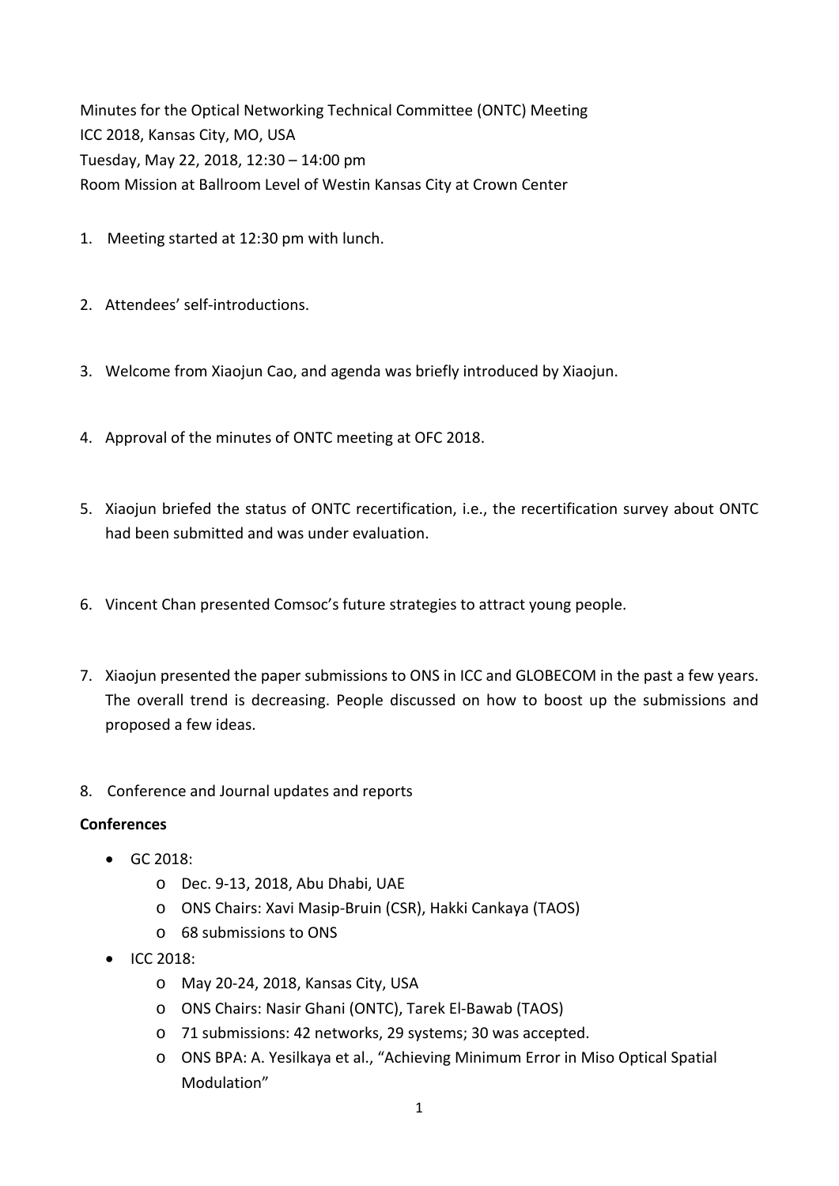Minutes for the Optical Networking Technical Committee (ONTC) Meeting
ICC 2018, Kansas City, MO, USA
Tuesday, May 22, 2018, 12:30 – 14:00 pm
Room Mission at Ballroom Level of Westin Kansas City at Crown Center

1. Meeting started at 12:30 pm with lunch.

2. Attendees' self-introductions.

3. Welcome from Xiaojun Cao, and agenda was briefly introduced by Xiaojun.

4. Approval of the minutes of ONTC meeting at OFC 2018.

5. Xiaojun briefed the status of ONTC recertification, i.e., the recertification survey about ONTC had been submitted and was under evaluation.

6. Vincent Chan presented Comsoc's future strategies to attract young people.

7. Xiaojun presented the paper submissions to ONS in ICC and GLOBECOM in the past a few years. The overall trend is decreasing. People discussed on how to boost up the submissions and proposed a few ideas.

8. Conference and Journal updates and reports

**Conferences**

- GC 2018:
  - Dec. 9-13, 2018, Abu Dhabi, UAE
  - ONS Chairs: Xavi Masip-Bruin (CSR), Hakki Cankaya (TAOS)
  - 68 submissions to ONS
- ICC 2018:
  - May 20-24, 2018, Kansas City, USA
  - ONS Chairs: Nasir Ghani (ONTC), Tarek El-Bawab (TAOS)
  - 71 submissions: 42 networks, 29 systems; 30 was accepted.
  - ONS BPA: A. Yesilkaya et al., "Achieving Minimum Error in Miso Optical Spatial Modulation"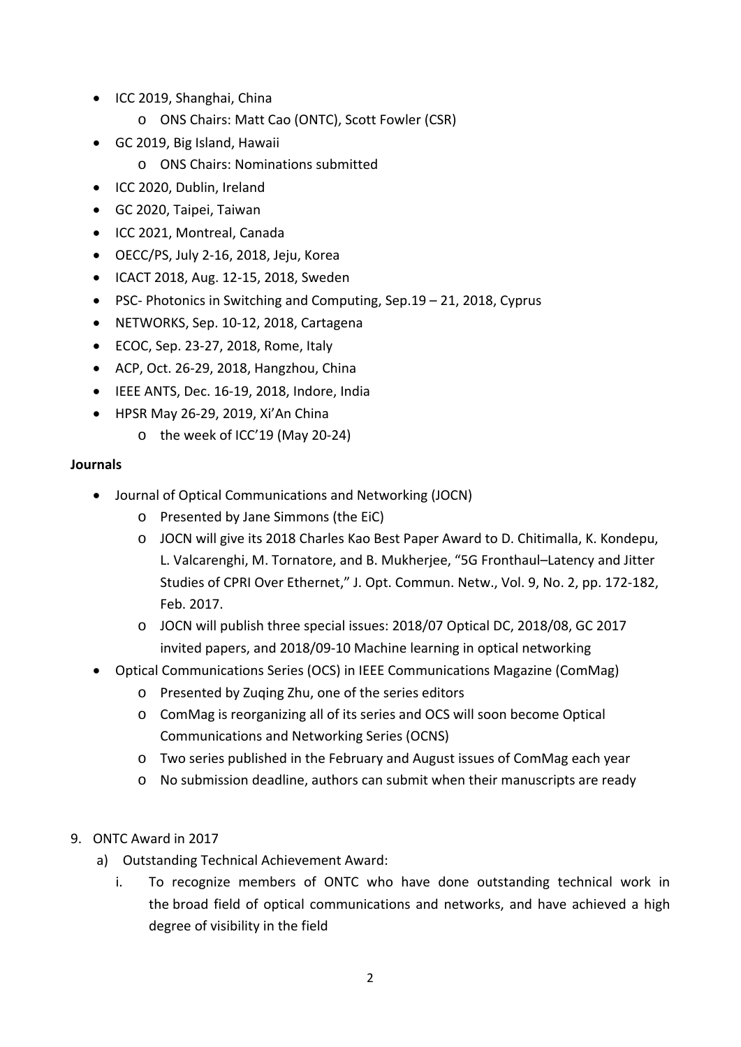- ICC 2019, Shanghai, China
    - ONS Chairs: Matt Cao (ONTC), Scott Fowler (CSR)
- GC 2019, Big Island, Hawaii
    - ONS Chairs: Nominations submitted
- ICC 2020, Dublin, Ireland
- GC 2020, Taipei, Taiwan
- ICC 2021, Montreal, Canada
- OECC/PS, July 2-16, 2018, Jeju, Korea
- ICACT 2018, Aug. 12-15, 2018, Sweden
- PSC- Photonics in Switching and Computing, Sep.19 – 21, 2018, Cyprus
- NETWORKS, Sep. 10-12, 2018, Cartagena
- ECOC, Sep. 23-27, 2018, Rome, Italy
- ACP, Oct. 26-29, 2018, Hangzhou, China
- IEEE ANTS, Dec. 16-19, 2018, Indore, India
- HPSR May 26-29, 2019, Xi'An China
    - the week of ICC'19 (May 20-24)

**Journals**

- Journal of Optical Communications and Networking (JOCN)
    - Presented by Jane Simmons (the EiC)
    - JOCN will give its 2018 Charles Kao Best Paper Award to D. Chitimalla, K. Kondepu, L. Valcarenghi, M. Tornatore, and B. Mukherjee, "5G Fronthaul–Latency and Jitter Studies of CPRI Over Ethernet," J. Opt. Commun. Netw., Vol. 9, No. 2, pp. 172-182, Feb. 2017.
    - JOCN will publish three special issues: 2018/07 Optical DC, 2018/08, GC 2017 invited papers, and 2018/09-10 Machine learning in optical networking
- Optical Communications Series (OCS) in IEEE Communications Magazine (ComMag)
    - Presented by Zuqing Zhu, one of the series editors
    - ComMag is reorganizing all of its series and OCS will soon become Optical Communications and Networking Series (OCNS)
    - Two series published in the February and August issues of ComMag each year
    - No submission deadline, authors can submit when their manuscripts are ready

9. ONTC Award in 2017
    a) Outstanding Technical Achievement Award:
        i. To recognize members of ONTC who have done outstanding technical work in the broad field of optical communications and networks, and have achieved a high degree of visibility in the field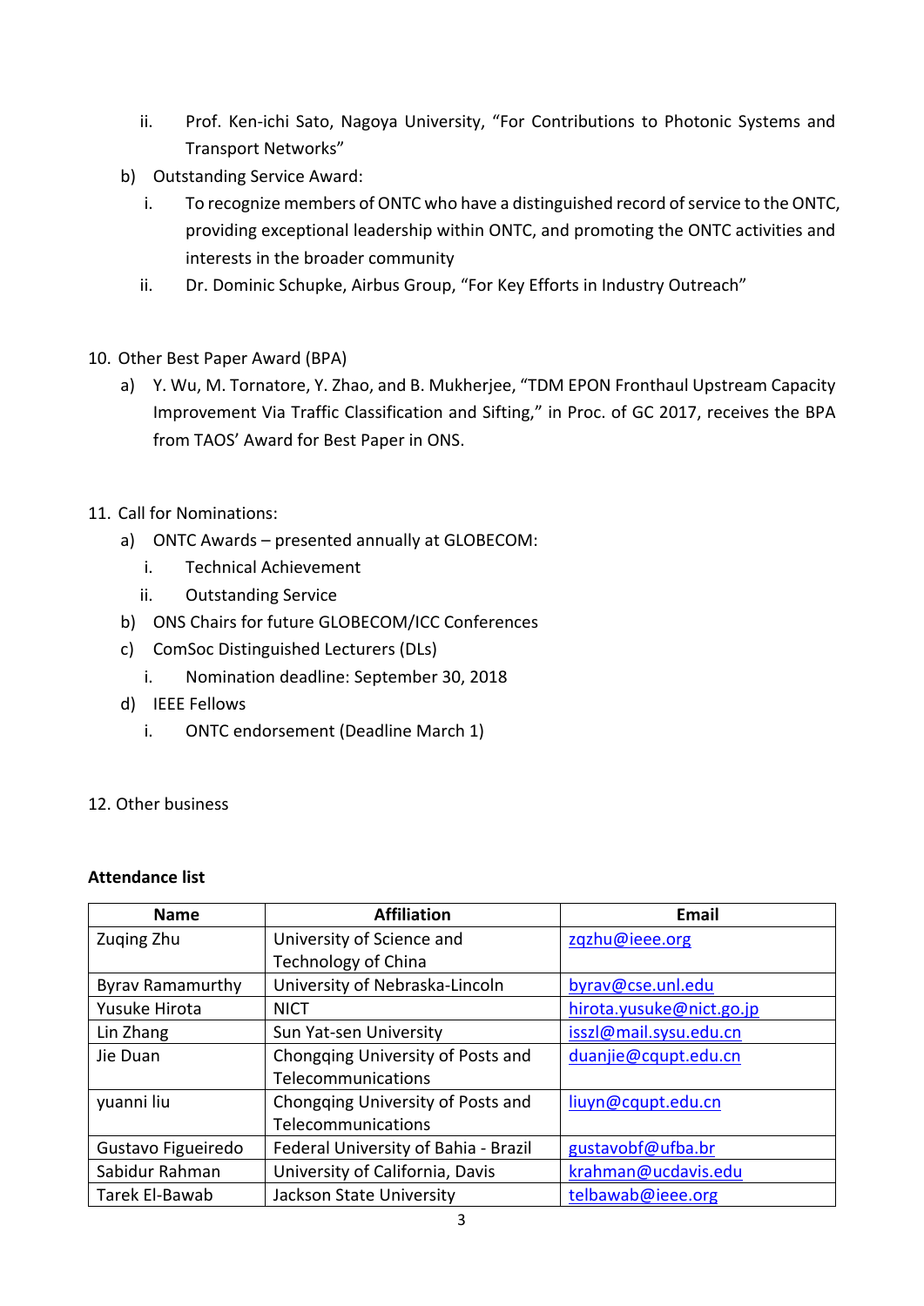- ii. Prof. Ken-ichi Sato, Nagoya University, "For Contributions to Photonic Systems and Transport Networks"
- b) Outstanding Service Award:
   - i. To recognize members of ONTC who have a distinguished record of service to the ONTC, providing exceptional leadership within ONTC, and promoting the ONTC activities and interests in the broader community
   - ii. Dr. Dominic Schupke, Airbus Group, "For Key Efforts in Industry Outreach"

10. Other Best Paper Award (BPA)
    - a) Y. Wu, M. Tornatore, Y. Zhao, and B. Mukherjee, "TDM EPON Fronthaul Upstream Capacity Improvement Via Traffic Classification and Sifting," in Proc. of GC 2017, receives the BPA from TAOS' Award for Best Paper in ONS.

11. Call for Nominations:
    - a) ONTC Awards – presented annually at GLOBECOM:
       - i. Technical Achievement
       - ii. Outstanding Service
    - b) ONS Chairs for future GLOBECOM/ICC Conferences
    - c) ComSoc Distinguished Lecturers (DLs)
       - i. Nomination deadline: September 30, 2018
    - d) IEEE Fellows
       - i. ONTC endorsement (Deadline March 1)

12. Other business

**Attendance list**

| Name | Affiliation | Email |
|---|---|---|
| Zuqing Zhu | University of Science and Technology of China | zqzhu@ieee.org |
| Byrav Ramamurthy | University of Nebraska-Lincoln | byrav@cse.unl.edu |
| Yusuke Hirota | NICT | hirota.yusuke@nict.go.jp |
| Lin Zhang | Sun Yat-sen University | isszl@mail.sysu.edu.cn |
| Jie Duan | Chongqing University of Posts and Telecommunications | duanjie@cqupt.edu.cn |
| yuanni liu | Chongqing University of Posts and Telecommunications | liuyn@cqupt.edu.cn |
| Gustavo Figueiredo | Federal University of Bahia - Brazil | gustavobf@ufba.br |
| Sabidur Rahman | University of California, Davis | krahman@ucdavis.edu |
| Tarek El-Bawab | Jackson State University | telbawab@ieee.org |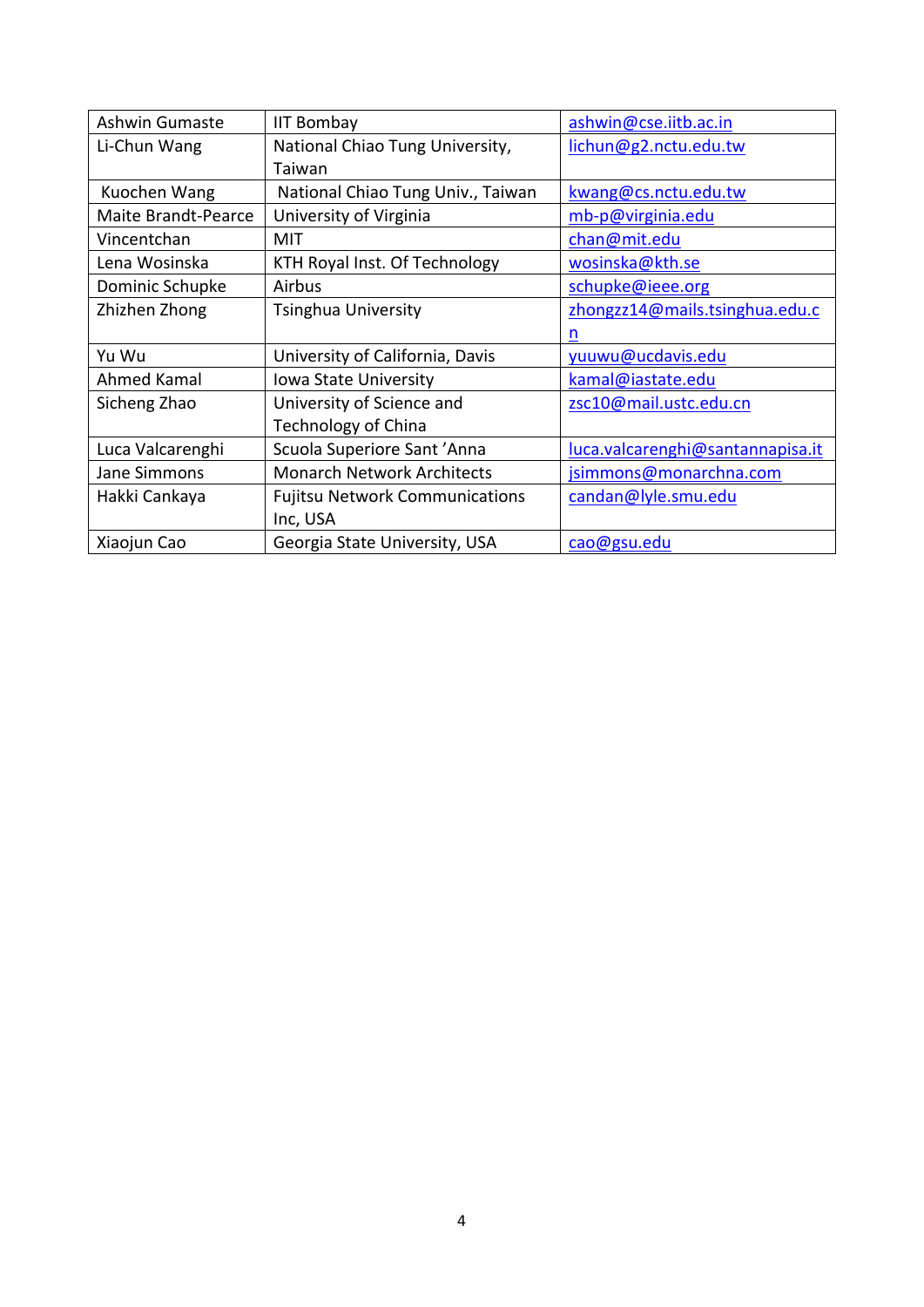| | | |
|---|---|---|
| Ashwin Gumaste | IIT Bombay | ashwin@cse.iitb.ac.in |
| Li-Chun Wang | National Chiao Tung University, Taiwan | lichun@g2.nctu.edu.tw |
| Kuochen Wang | National Chiao Tung Univ., Taiwan | kwang@cs.nctu.edu.tw |
| Maite Brandt-Pearce | University of Virginia | mb-p@virginia.edu |
| Vincentchan | MIT | chan@mit.edu |
| Lena Wosinska | KTH Royal Inst. Of Technology | wosinska@kth.se |
| Dominic Schupke | Airbus | schupke@ieee.org |
| Zhizhen Zhong | Tsinghua University | zhongzz14@mails.tsinghua.edu.cn |
| Yu Wu | University of California, Davis | yuuwu@ucdavis.edu |
| Ahmed Kamal | Iowa State University | kamal@iastate.edu |
| Sicheng Zhao | University of Science and Technology of China | zsc10@mail.ustc.edu.cn |
| Luca Valcarenghi | Scuola Superiore Sant 'Anna | luca.valcarenghi@santannapisa.it |
| Jane Simmons | Monarch Network Architects | jsimmons@monarchna.com |
| Hakki Cankaya | Fujitsu Network Communications Inc, USA | candan@lyle.smu.edu |
| Xiaojun Cao | Georgia State University, USA | cao@gsu.edu |